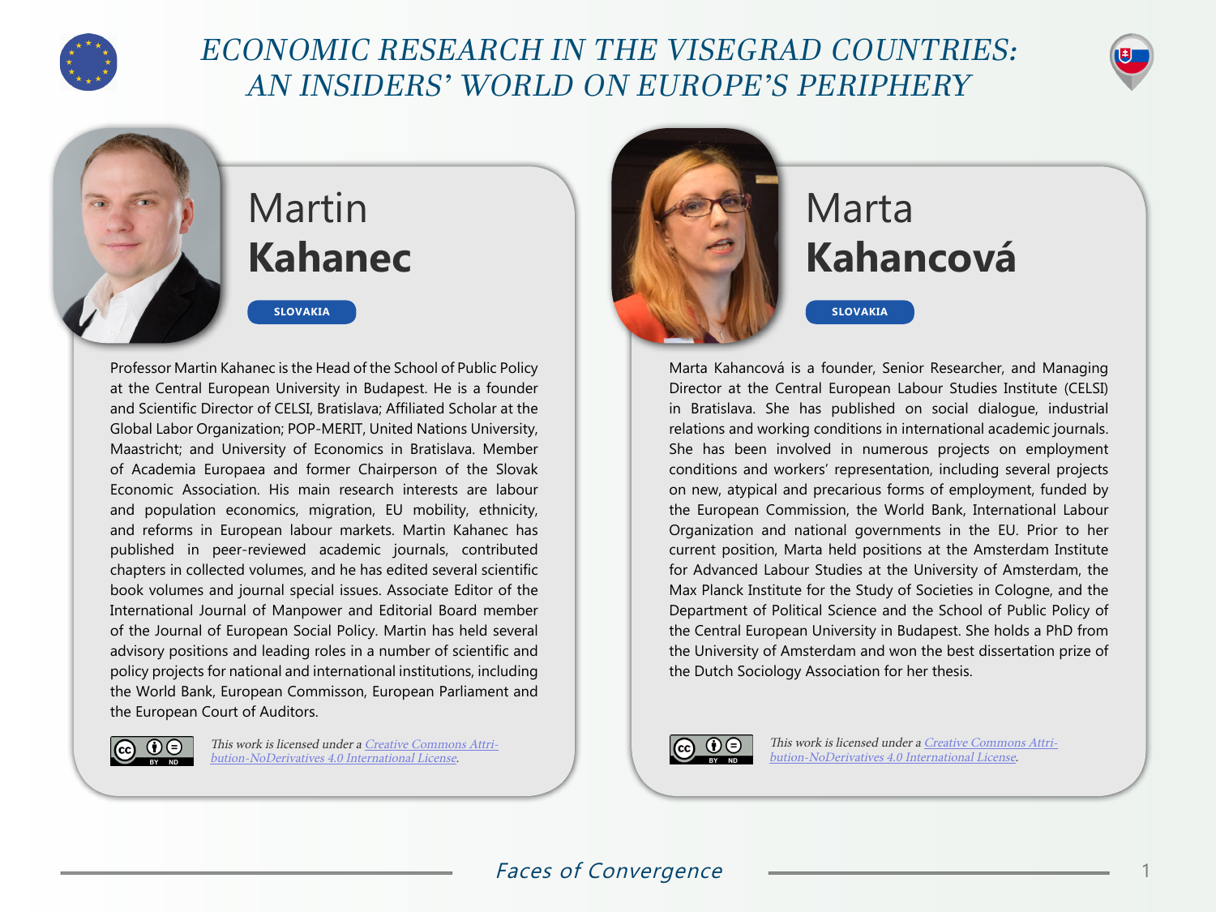# *ECONOMIC RESEARCH IN THE VISEGRAD COUNTRIES: AN INSIDERS' WORLD ON EUROPE'S PERIPHERY*

## Martin **Kahanec**

**SLOVAKIA**

Professor Martin Kahanec is the Head of the School of Public Policy at the Central European University in Budapest. He is a founder and Scientific Director of CELSI, Bratislava; Affiliated Scholar at the Global Labor Organization; POP-MERIT, United Nations University, Maastricht; and University of Economics in Bratislava. Member of Academia Europaea and former Chairperson of the Slovak Economic Association. His main research interests are labour and population economics, migration, EU mobility, ethnicity, and reforms in European labour markets. Martin Kahanec has published in peer-reviewed academic journals, contributed chapters in collected volumes, and he has edited several scientific book volumes and journal special issues. Associate Editor of the International Journal of Manpower and Editorial Board member of the Journal of European Social Policy. Martin has held several advisory positions and leading roles in a number of scientific and policy projects for national and international institutions, including the World Bank, European Commisson, European Parliament and the European Court of Auditors.

*This work is licensed under a [Creative Commons Attribution-NoDerivatives 4.0 International License](https://creativecommons.org/licenses/by-nd/4.0/).*

## Marta **Kahancová**

**SLOVAKIA**

Marta Kahancová is a founder, Senior Researcher, and Managing Director at the Central European Labour Studies Institute (CELSI) in Bratislava. She has published on social dialogue, industrial relations and working conditions in international academic journals. She has been involved in numerous projects on employment conditions and workers' representation, including several projects on new, atypical and precarious forms of employment, funded by the European Commission, the World Bank, International Labour Organization and national governments in the EU. Prior to her current position, Marta held positions at the Amsterdam Institute for Advanced Labour Studies at the University of Amsterdam, the Max Planck Institute for the Study of Societies in Cologne, and the Department of Political Science and the School of Public Policy of the Central European University in Budapest. She holds a PhD from the University of Amsterdam and won the best dissertation prize of the Dutch Sociology Association for her thesis.

*This work is licensed under a [Creative Commons Attribution-NoDerivatives 4.0 International License](https://creativecommons.org/licenses/by-nd/4.0/).*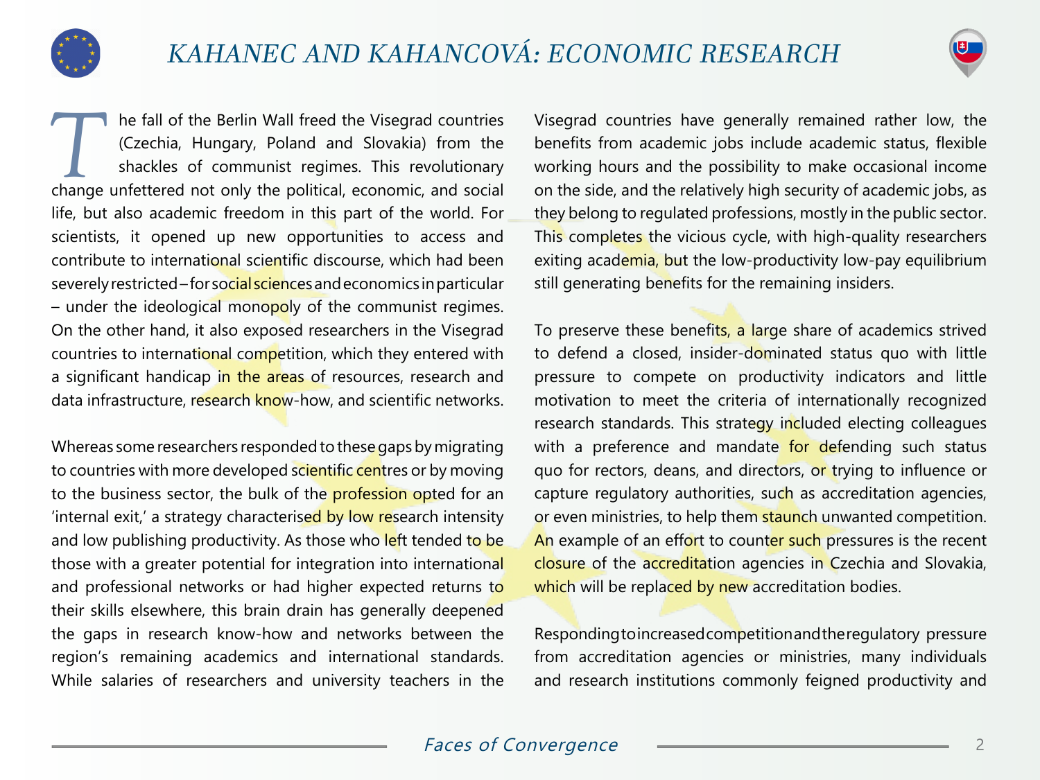The fall of the Berlin Wall freed the Visegrad countries (Czechia, Hungary, Poland and Slovakia) from the shackles of communist regimes. This revolutionary change unfettered not only the political, economic, and social life, but also academic freedom in this part of the world. For scientists, it opened up new opportunities to access and contribute to international scientific discourse, which had been severely restricted – for social sciences and economics in particular – under the ideological monopoly of the communist regimes. On the other hand, it also exposed researchers in the Visegrad countries to international competition, which they entered with a significant handicap in the areas of resources, research and data infrastructure, research know-how, and scientific networks.

Whereas some researchers responded to these gaps by migrating to countries with more developed scientific centres or by moving to the business sector, the bulk of the profession opted for an 'internal exit,' a strategy characterised by low research intensity and low publishing productivity. As those who left tended to be those with a greater potential for integration into international and professional networks or had higher expected returns to their skills elsewhere, this brain drain has generally deepened the gaps in research know-how and networks between the region's remaining academics and international standards. While salaries of researchers and university teachers in the Visegrad countries have generally remained rather low, the benefits from academic jobs include academic status, flexible working hours and the possibility to make occasional income on the side, and the relatively high security of academic jobs, as they belong to regulated professions, mostly in the public sector. This completes the vicious cycle, with high-quality researchers exiting academia, but the low-productivity low-pay equilibrium still generating benefits for the remaining insiders.

To preserve these benefits, a large share of academics strived to defend a closed, insider-dominated status quo with little pressure to compete on productivity indicators and little motivation to meet the criteria of internationally recognized research standards. This strategy included electing colleagues with a preference and mandate for defending such status quo for rectors, deans, and directors, or trying to influence or capture regulatory authorities, such as accreditation agencies, or even ministries, to help them staunch unwanted competition. An example of an effort to counter such pressures is the recent closure of the accreditation agencies in Czechia and Slovakia, which will be replaced by new accreditation bodies.

Responding to increased competition and the regulatory pressure from accreditation agencies or ministries, many individuals and research institutions commonly feigned productivity and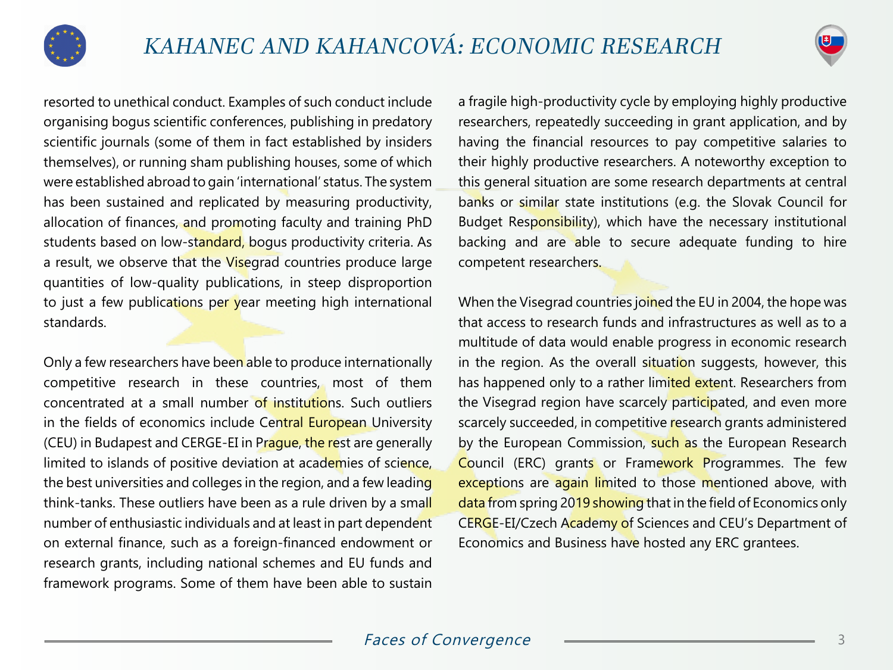resorted to unethical conduct. Examples of such conduct include organising bogus scientific conferences, publishing in predatory scientific journals (some of them in fact established by insiders themselves), or running sham publishing houses, some of which were established abroad to gain 'international' status. The system has been sustained and replicated by measuring productivity, allocation of finances, and promoting faculty and training PhD students based on low-standard, bogus productivity criteria. As a result, we observe that the Visegrad countries produce large quantities of low-quality publications, in steep disproportion to just a few publications per year meeting high international standards.

Only a few researchers have been able to produce internationally competitive research in these countries, most of them concentrated at a small number of institutions. Such outliers in the fields of economics include Central European University (CEU) in Budapest and CERGE-EI in Prague, the rest are generally limited to islands of positive deviation at academies of science, the best universities and colleges in the region, and a few leading think-tanks. These outliers have been as a rule driven by a small number of enthusiastic individuals and at least in part dependent on external finance, such as a foreign-financed endowment or research grants, including national schemes and EU funds and framework programs. Some of them have been able to sustain a fragile high-productivity cycle by employing highly productive researchers, repeatedly succeeding in grant application, and by having the financial resources to pay competitive salaries to their highly productive researchers. A noteworthy exception to this general situation are some research departments at central banks or similar state institutions (e.g. the Slovak Council for Budget Responsibility), which have the necessary institutional backing and are able to secure adequate funding to hire competent researchers.

When the Visegrad countries joined the EU in 2004, the hope was that access to research funds and infrastructures as well as to a multitude of data would enable progress in economic research in the region. As the overall situation suggests, however, this has happened only to a rather limited extent. Researchers from the Visegrad region have scarcely participated, and even more scarcely succeeded, in competitive research grants administered by the European Commission, such as the European Research Council (ERC) grants or Framework Programmes. The few exceptions are again limited to those mentioned above, with data from spring 2019 showing that in the field of Economics only CERGE-EI/Czech Academy of Sciences and CEU's Department of Economics and Business have hosted any ERC grantees.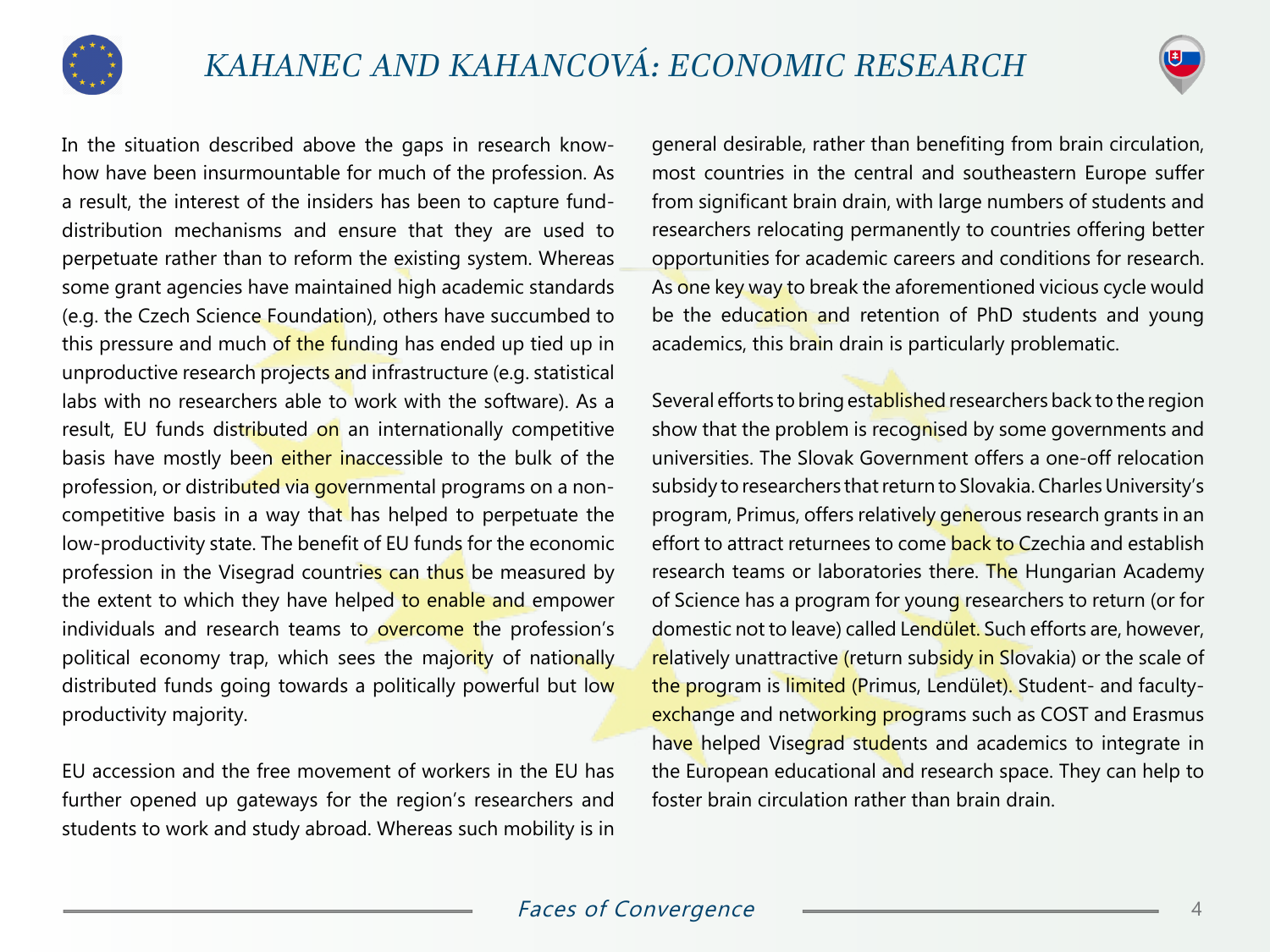In the situation described above the gaps in research know-how have been insurmountable for much of the profession. As a result, the interest of the insiders has been to capture fund-distribution mechanisms and ensure that they are used to perpetuate rather than to reform the existing system. Whereas some grant agencies have maintained high academic standards (e.g. the Czech Science Foundation), others have succumbed to this pressure and much of the funding has ended up tied up in unproductive research projects and infrastructure (e.g. statistical labs with no researchers able to work with the software). As a result, EU funds distributed on an internationally competitive basis have mostly been either inaccessible to the bulk of the profession, or distributed via governmental programs on a non-competitive basis in a way that has helped to perpetuate the low-productivity state. The benefit of EU funds for the economic profession in the Visegrad countries can thus be measured by the extent to which they have helped to enable and empower individuals and research teams to overcome the profession's political economy trap, which sees the majority of nationally distributed funds going towards a politically powerful but low productivity majority.

EU accession and the free movement of workers in the EU has further opened up gateways for the region's researchers and students to work and study abroad. Whereas such mobility is in general desirable, rather than benefiting from brain circulation, most countries in the central and southeastern Europe suffer from significant brain drain, with large numbers of students and researchers relocating permanently to countries offering better opportunities for academic careers and conditions for research. As one key way to break the aforementioned vicious cycle would be the education and retention of PhD students and young academics, this brain drain is particularly problematic.

Several efforts to bring established researchers back to the region show that the problem is recognised by some governments and universities. The Slovak Government offers a one-off relocation subsidy to researchers that return to Slovakia. Charles University's program, Primus, offers relatively generous research grants in an effort to attract returnees to come back to Czechia and establish research teams or laboratories there. The Hungarian Academy of Science has a program for young researchers to return (or for domestic not to leave) called Lendület. Such efforts are, however, relatively unattractive (return subsidy in Slovakia) or the scale of the program is limited (Primus, Lendület). Student- and faculty-exchange and networking programs such as COST and Erasmus have helped Visegrad students and academics to integrate in the European educational and research space. They can help to foster brain circulation rather than brain drain.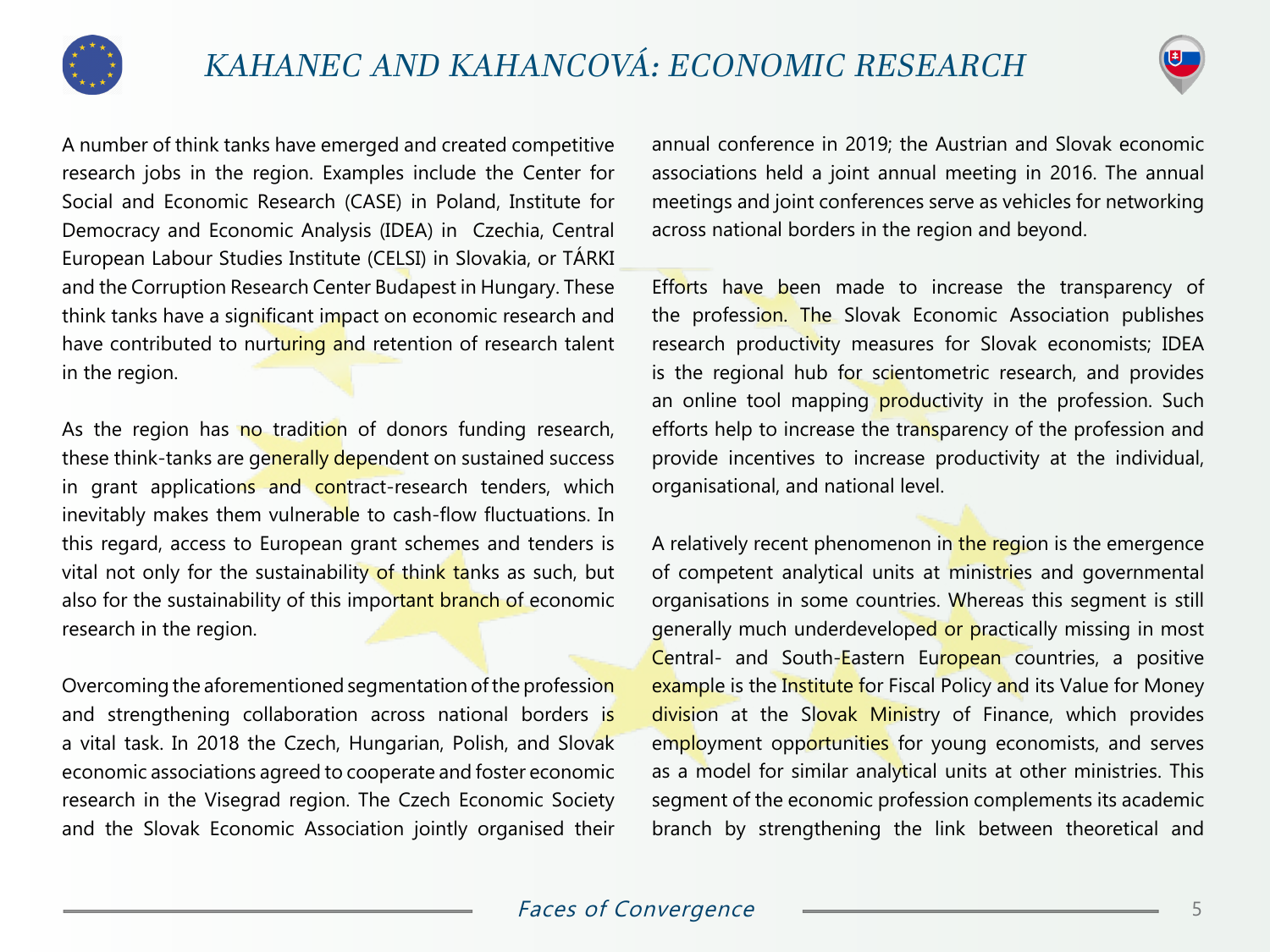A number of think tanks have emerged and created competitive research jobs in the region. Examples include the Center for Social and Economic Research (CASE) in Poland, Institute for Democracy and Economic Analysis (IDEA) in Czechia, Central European Labour Studies Institute (CELSI) in Slovakia, or TÁRKI and the Corruption Research Center Budapest in Hungary. These think tanks have a significant impact on economic research and have contributed to nurturing and retention of research talent in the region.

As the region has no tradition of donors funding research, these think-tanks are generally dependent on sustained success in grant applications and contract-research tenders, which inevitably makes them vulnerable to cash-flow fluctuations. In this regard, access to European grant schemes and tenders is vital not only for the sustainability of think tanks as such, but also for the sustainability of this important branch of economic research in the region.

Overcoming the aforementioned segmentation of the profession and strengthening collaboration across national borders is a vital task. In 2018 the Czech, Hungarian, Polish, and Slovak economic associations agreed to cooperate and foster economic research in the Visegrad region. The Czech Economic Society and the Slovak Economic Association jointly organised their annual conference in 2019; the Austrian and Slovak economic associations held a joint annual meeting in 2016. The annual meetings and joint conferences serve as vehicles for networking across national borders in the region and beyond.

Efforts have been made to increase the transparency of the profession. The Slovak Economic Association publishes research productivity measures for Slovak economists; IDEA is the regional hub for scientometric research, and provides an online tool mapping productivity in the profession. Such efforts help to increase the transparency of the profession and provide incentives to increase productivity at the individual, organisational, and national level.

A relatively recent phenomenon in the region is the emergence of competent analytical units at ministries and governmental organisations in some countries. Whereas this segment is still generally much underdeveloped or practically missing in most Central- and South-Eastern European countries, a positive example is the Institute for Fiscal Policy and its Value for Money division at the Slovak Ministry of Finance, which provides employment opportunities for young economists, and serves as a model for similar analytical units at other ministries. This segment of the economic profession complements its academic branch by strengthening the link between theoretical and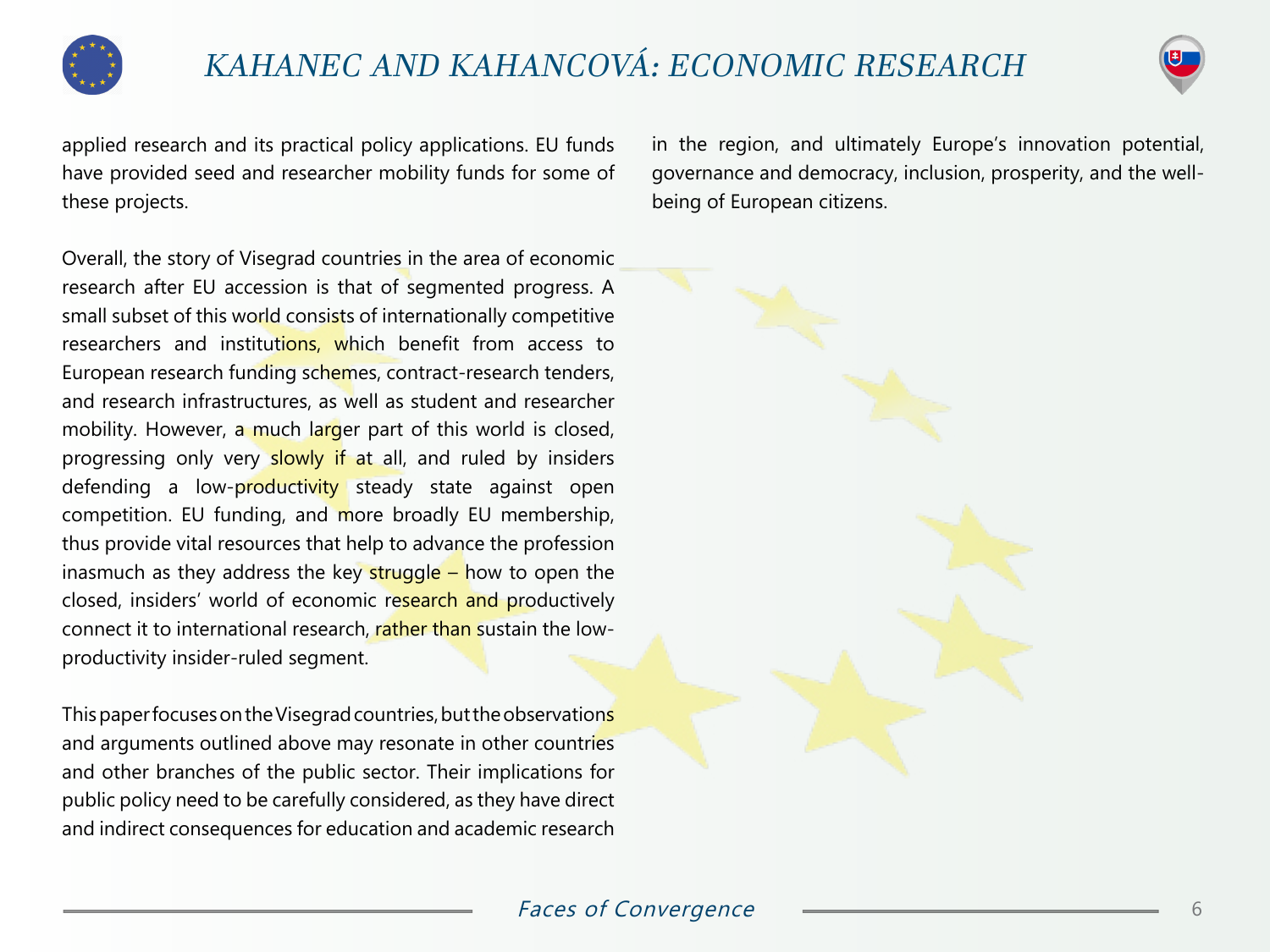applied research and its practical policy applications. EU funds have provided seed and researcher mobility funds for some of these projects.

Overall, the story of Visegrad countries in the area of economic research after EU accession is that of segmented progress. A small subset of this world consists of internationally competitive researchers and institutions, which benefit from access to European research funding schemes, contract-research tenders, and research infrastructures, as well as student and researcher mobility. However, a much larger part of this world is closed, progressing only very slowly if at all, and ruled by insiders defending a low-productivity steady state against open competition. EU funding, and more broadly EU membership, thus provide vital resources that help to advance the profession inasmuch as they address the key struggle – how to open the closed, insiders' world of economic research and productively connect it to international research, rather than sustain the low-productivity insider-ruled segment.

This paper focuses on the Visegrad countries, but the observations and arguments outlined above may resonate in other countries and other branches of the public sector. Their implications for public policy need to be carefully considered, as they have direct and indirect consequences for education and academic research in the region, and ultimately Europe's innovation potential, governance and democracy, inclusion, prosperity, and the well-being of European citizens.